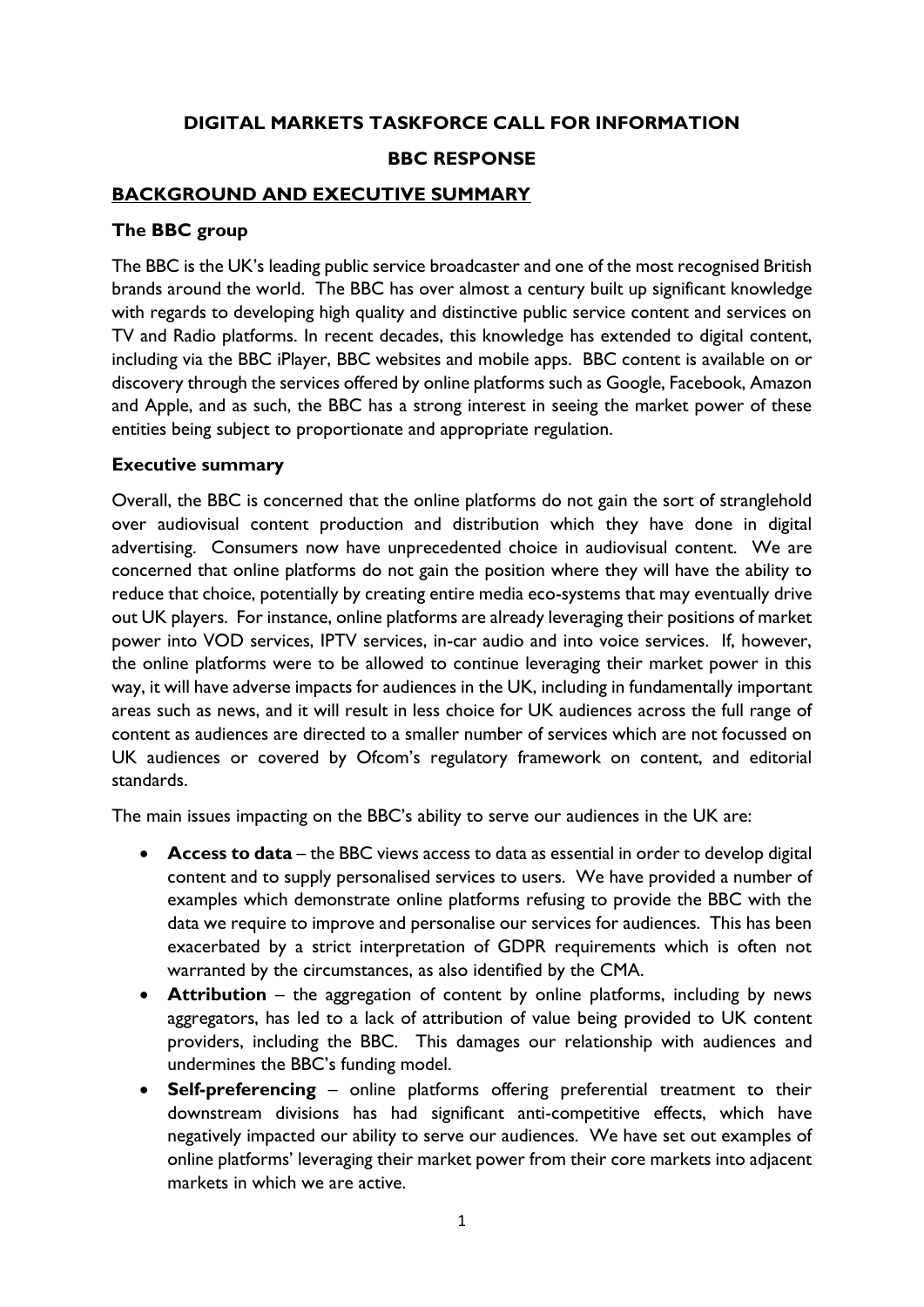# DIGITAL MARKETS TASKFORCE CALL FOR INFORMATION

# BBC RESPONSE

## BACKGROUND AND EXECUTIVE SUMMARY

### The BBC group

The BBC is the UK's leading public service broadcaster and one of the most recognised British brands around the world. The BBC has over almost a century built up significant knowledge with regards to developing high quality and distinctive public service content and services on TV and Radio platforms. In recent decades, this knowledge has extended to digital content, including via the BBC iPlayer, BBC websites and mobile apps. BBC content is available on or discovery through the services offered by online platforms such as Google, Facebook, Amazon and Apple, and as such, the BBC has a strong interest in seeing the market power of these entities being subject to proportionate and appropriate regulation.

### Executive summary

Overall, the BBC is concerned that the online platforms do not gain the sort of stranglehold over audiovisual content production and distribution which they have done in digital advertising. Consumers now have unprecedented choice in audiovisual content. We are concerned that online platforms do not gain the position where they will have the ability to reduce that choice, potentially by creating entire media eco-systems that may eventually drive out UK players. For instance, online platforms are already leveraging their positions of market power into VOD services, IPTV services, in-car audio and into voice services. If, however, the online platforms were to be allowed to continue leveraging their market power in this way, it will have adverse impacts for audiences in the UK, including in fundamentally important areas such as news, and it will result in less choice for UK audiences across the full range of content as audiences are directed to a smaller number of services which are not focussed on UK audiences or covered by Ofcom's regulatory framework on content, and editorial standards.

The main issues impacting on the BBC's ability to serve our audiences in the UK are:

- **Access to data** – the BBC views access to data as essential in order to develop digital content and to supply personalised services to users. We have provided a number of examples which demonstrate online platforms refusing to provide the BBC with the data we require to improve and personalise our services for audiences. This has been exacerbated by a strict interpretation of GDPR requirements which is often not warranted by the circumstances, as also identified by the CMA.
- **Attribution** – the aggregation of content by online platforms, including by news aggregators, has led to a lack of attribution of value being provided to UK content providers, including the BBC. This damages our relationship with audiences and undermines the BBC's funding model.
- **Self-preferencing** – online platforms offering preferential treatment to their downstream divisions has had significant anti-competitive effects, which have negatively impacted our ability to serve our audiences. We have set out examples of online platforms' leveraging their market power from their core markets into adjacent markets in which we are active.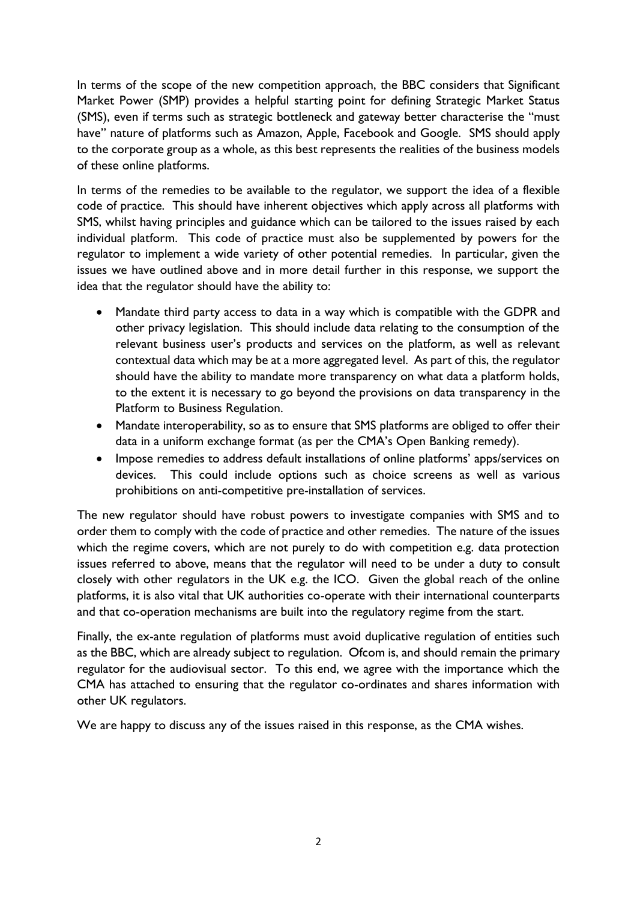In terms of the scope of the new competition approach, the BBC considers that Significant Market Power (SMP) provides a helpful starting point for defining Strategic Market Status (SMS), even if terms such as strategic bottleneck and gateway better characterise the "must have" nature of platforms such as Amazon, Apple, Facebook and Google. SMS should apply to the corporate group as a whole, as this best represents the realities of the business models of these online platforms.

In terms of the remedies to be available to the regulator, we support the idea of a flexible code of practice. This should have inherent objectives which apply across all platforms with SMS, whilst having principles and guidance which can be tailored to the issues raised by each individual platform. This code of practice must also be supplemented by powers for the regulator to implement a wide variety of other potential remedies. In particular, given the issues we have outlined above and in more detail further in this response, we support the idea that the regulator should have the ability to:

- Mandate third party access to data in a way which is compatible with the GDPR and other privacy legislation. This should include data relating to the consumption of the relevant business user's products and services on the platform, as well as relevant contextual data which may be at a more aggregated level. As part of this, the regulator should have the ability to mandate more transparency on what data a platform holds, to the extent it is necessary to go beyond the provisions on data transparency in the Platform to Business Regulation.
- Mandate interoperability, so as to ensure that SMS platforms are obliged to offer their data in a uniform exchange format (as per the CMA's Open Banking remedy).
- Impose remedies to address default installations of online platforms' apps/services on devices. This could include options such as choice screens as well as various prohibitions on anti-competitive pre-installation of services.

The new regulator should have robust powers to investigate companies with SMS and to order them to comply with the code of practice and other remedies. The nature of the issues which the regime covers, which are not purely to do with competition e.g. data protection issues referred to above, means that the regulator will need to be under a duty to consult closely with other regulators in the UK e.g. the ICO. Given the global reach of the online platforms, it is also vital that UK authorities co-operate with their international counterparts and that co-operation mechanisms are built into the regulatory regime from the start.

Finally, the ex-ante regulation of platforms must avoid duplicative regulation of entities such as the BBC, which are already subject to regulation. Ofcom is, and should remain the primary regulator for the audiovisual sector. To this end, we agree with the importance which the CMA has attached to ensuring that the regulator co-ordinates and shares information with other UK regulators.

We are happy to discuss any of the issues raised in this response, as the CMA wishes.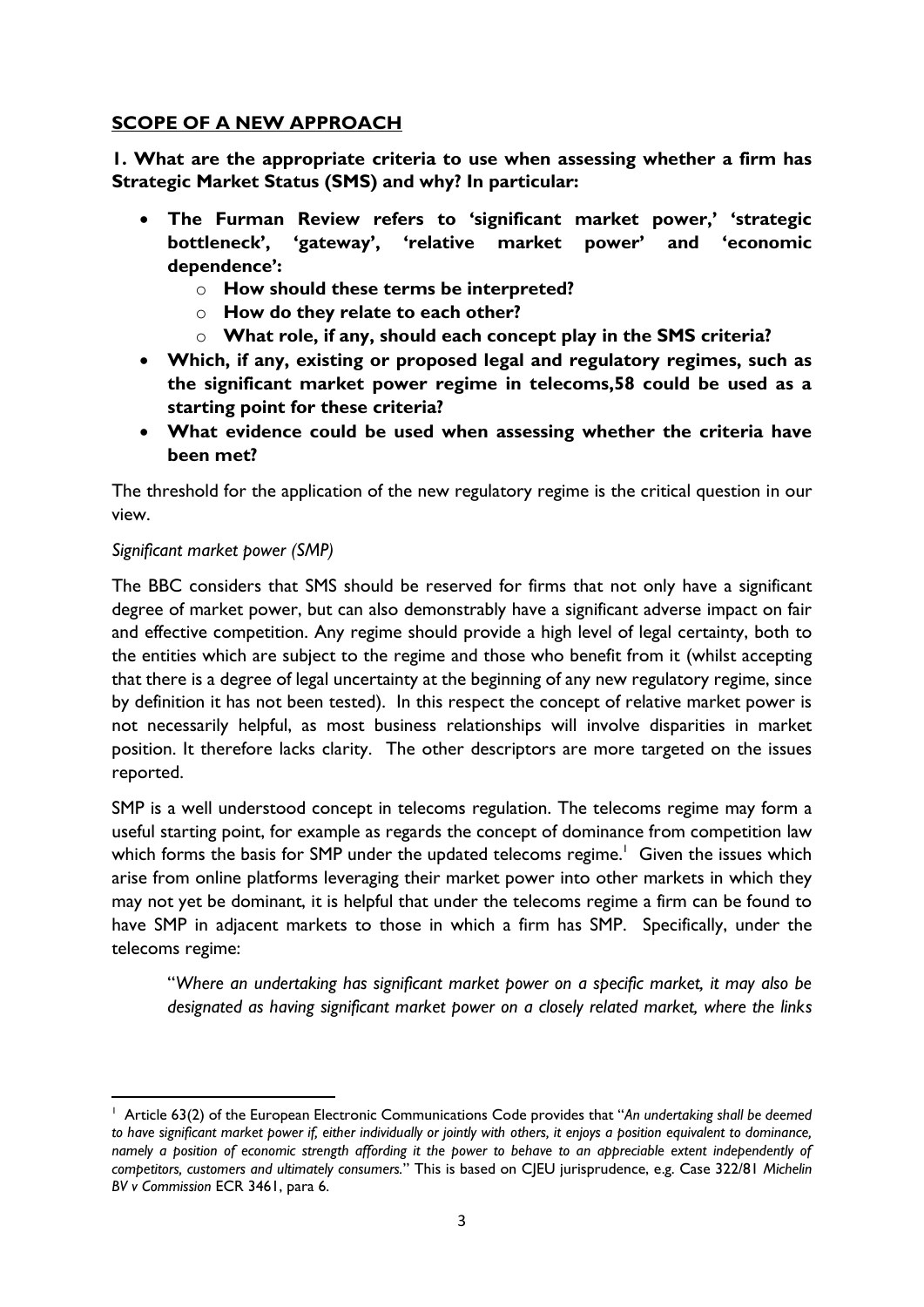## **SCOPE OF A NEW APPROACH**

**1. What are the appropriate criteria to use when assessing whether a firm has Strategic Market Status (SMS) and why? In particular:**

- **The Furman Review refers to 'significant market power,' 'strategic bottleneck', 'gateway', 'relative market power' and 'economic dependence':**
  - **How should these terms be interpreted?**
  - **How do they relate to each other?**
  - **What role, if any, should each concept play in the SMS criteria?**
- **Which, if any, existing or proposed legal and regulatory regimes, such as the significant market power regime in telecoms,58 could be used as a starting point for these criteria?**
- **What evidence could be used when assessing whether the criteria have been met?**

The threshold for the application of the new regulatory regime is the critical question in our view.

*Significant market power (SMP)*

The BBC considers that SMS should be reserved for firms that not only have a significant degree of market power, but can also demonstrably have a significant adverse impact on fair and effective competition. Any regime should provide a high level of legal certainty, both to the entities which are subject to the regime and those who benefit from it (whilst accepting that there is a degree of legal uncertainty at the beginning of any new regulatory regime, since by definition it has not been tested). In this respect the concept of relative market power is not necessarily helpful, as most business relationships will involve disparities in market position. It therefore lacks clarity. The other descriptors are more targeted on the issues reported.

SMP is a well understood concept in telecoms regulation. The telecoms regime may form a useful starting point, for example as regards the concept of dominance from competition law which forms the basis for SMP under the updated telecoms regime.[1] Given the issues which arise from online platforms leveraging their market power into other markets in which they may not yet be dominant, it is helpful that under the telecoms regime a firm can be found to have SMP in adjacent markets to those in which a firm has SMP. Specifically, under the telecoms regime:

> "*Where an undertaking has significant market power on a specific market, it may also be designated as having significant market power on a closely related market, where the links*

[1] Article 63(2) of the European Electronic Communications Code provides that "*An undertaking shall be deemed to have significant market power if, either individually or jointly with others, it enjoys a position equivalent to dominance, namely a position of economic strength affording it the power to behave to an appreciable extent independently of competitors, customers and ultimately consumers.*" This is based on CJEU jurisprudence, e.g. Case 322/81 *Michelin BV v Commission* ECR 3461, para 6.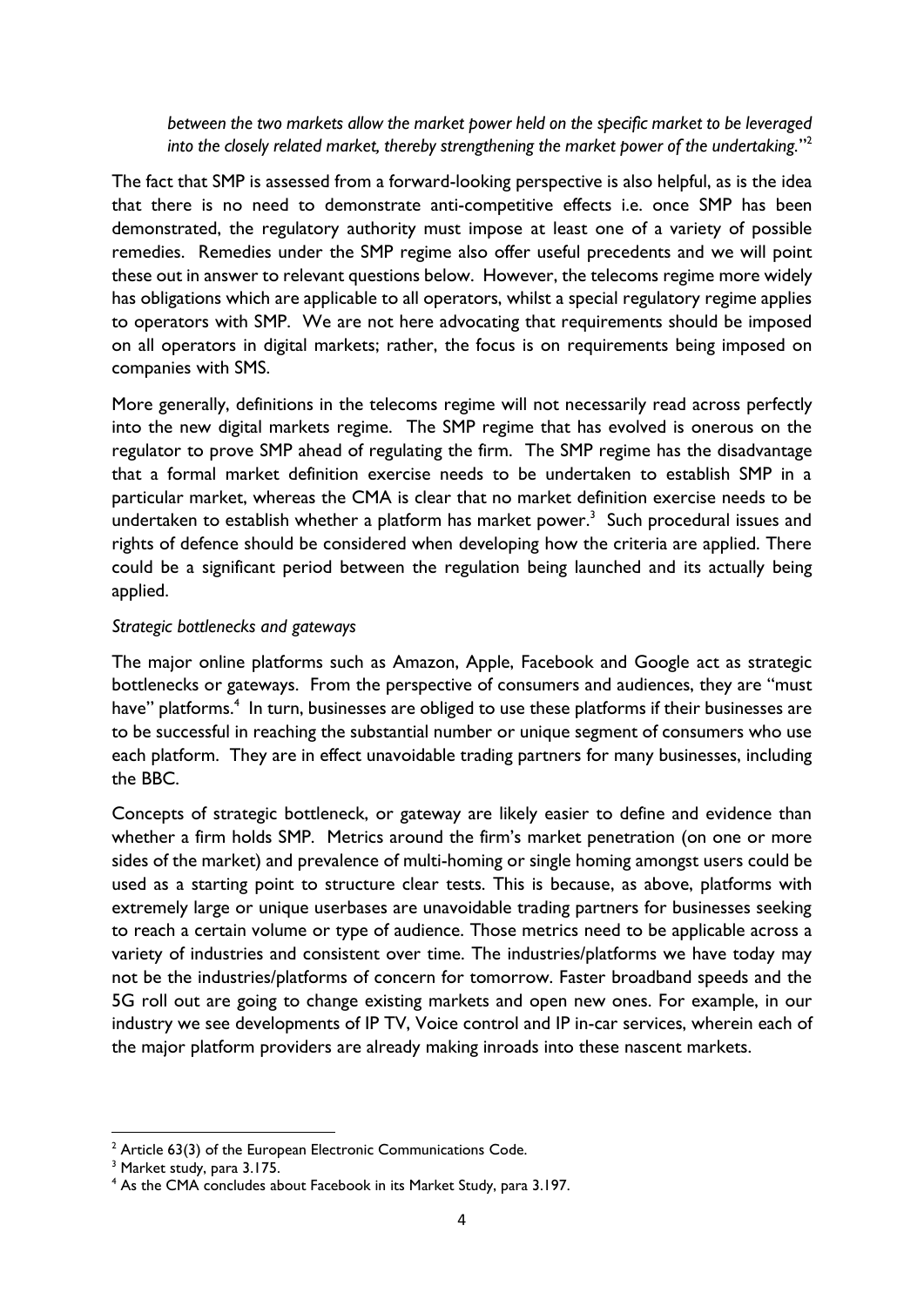*between the two markets allow the market power held on the specific market to be leveraged into the closely related market, thereby strengthening the market power of the undertaking.*"[2]

The fact that SMP is assessed from a forward-looking perspective is also helpful, as is the idea that there is no need to demonstrate anti-competitive effects i.e. once SMP has been demonstrated, the regulatory authority must impose at least one of a variety of possible remedies. Remedies under the SMP regime also offer useful precedents and we will point these out in answer to relevant questions below. However, the telecoms regime more widely has obligations which are applicable to all operators, whilst a special regulatory regime applies to operators with SMP. We are not here advocating that requirements should be imposed on all operators in digital markets; rather, the focus is on requirements being imposed on companies with SMS.

More generally, definitions in the telecoms regime will not necessarily read across perfectly into the new digital markets regime. The SMP regime that has evolved is onerous on the regulator to prove SMP ahead of regulating the firm. The SMP regime has the disadvantage that a formal market definition exercise needs to be undertaken to establish SMP in a particular market, whereas the CMA is clear that no market definition exercise needs to be undertaken to establish whether a platform has market power.[3] Such procedural issues and rights of defence should be considered when developing how the criteria are applied. There could be a significant period between the regulation being launched and its actually being applied.

*Strategic bottlenecks and gateways*

The major online platforms such as Amazon, Apple, Facebook and Google act as strategic bottlenecks or gateways. From the perspective of consumers and audiences, they are "must have" platforms.[4] In turn, businesses are obliged to use these platforms if their businesses are to be successful in reaching the substantial number or unique segment of consumers who use each platform. They are in effect unavoidable trading partners for many businesses, including the BBC.

Concepts of strategic bottleneck, or gateway are likely easier to define and evidence than whether a firm holds SMP. Metrics around the firm's market penetration (on one or more sides of the market) and prevalence of multi-homing or single homing amongst users could be used as a starting point to structure clear tests. This is because, as above, platforms with extremely large or unique userbases are unavoidable trading partners for businesses seeking to reach a certain volume or type of audience. Those metrics need to be applicable across a variety of industries and consistent over time. The industries/platforms we have today may not be the industries/platforms of concern for tomorrow. Faster broadband speeds and the 5G roll out are going to change existing markets and open new ones. For example, in our industry we see developments of IP TV, Voice control and IP in-car services, wherein each of the major platform providers are already making inroads into these nascent markets.

[2] Article 63(3) of the European Electronic Communications Code.

[3] Market study, para 3.175.

[4] As the CMA concludes about Facebook in its Market Study, para 3.197.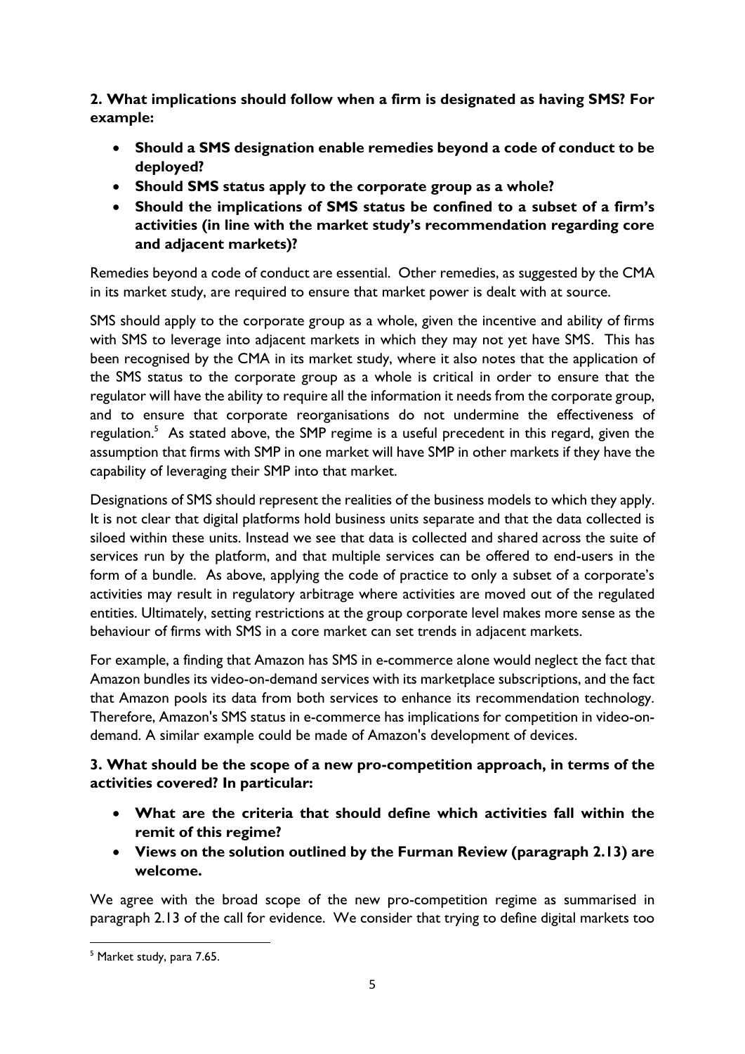**2. What implications should follow when a firm is designated as having SMS? For example:**

- **Should a SMS designation enable remedies beyond a code of conduct to be deployed?**
- **Should SMS status apply to the corporate group as a whole?**
- **Should the implications of SMS status be confined to a subset of a firm's activities (in line with the market study's recommendation regarding core and adjacent markets)?**

Remedies beyond a code of conduct are essential. Other remedies, as suggested by the CMA in its market study, are required to ensure that market power is dealt with at source.

SMS should apply to the corporate group as a whole, given the incentive and ability of firms with SMS to leverage into adjacent markets in which they may not yet have SMS. This has been recognised by the CMA in its market study, where it also notes that the application of the SMS status to the corporate group as a whole is critical in order to ensure that the regulator will have the ability to require all the information it needs from the corporate group, and to ensure that corporate reorganisations do not undermine the effectiveness of regulation.[5] As stated above, the SMP regime is a useful precedent in this regard, given the assumption that firms with SMP in one market will have SMP in other markets if they have the capability of leveraging their SMP into that market.

Designations of SMS should represent the realities of the business models to which they apply. It is not clear that digital platforms hold business units separate and that the data collected is siloed within these units. Instead we see that data is collected and shared across the suite of services run by the platform, and that multiple services can be offered to end-users in the form of a bundle. As above, applying the code of practice to only a subset of a corporate's activities may result in regulatory arbitrage where activities are moved out of the regulated entities. Ultimately, setting restrictions at the group corporate level makes more sense as the behaviour of firms with SMS in a core market can set trends in adjacent markets.

For example, a finding that Amazon has SMS in e-commerce alone would neglect the fact that Amazon bundles its video-on-demand services with its marketplace subscriptions, and the fact that Amazon pools its data from both services to enhance its recommendation technology. Therefore, Amazon's SMS status in e-commerce has implications for competition in video-on-demand. A similar example could be made of Amazon's development of devices.

**3. What should be the scope of a new pro-competition approach, in terms of the activities covered? In particular:**

- **What are the criteria that should define which activities fall within the remit of this regime?**
- **Views on the solution outlined by the Furman Review (paragraph 2.13) are welcome.**

We agree with the broad scope of the new pro-competition regime as summarised in paragraph 2.13 of the call for evidence. We consider that trying to define digital markets too

[5] Market study, para 7.65.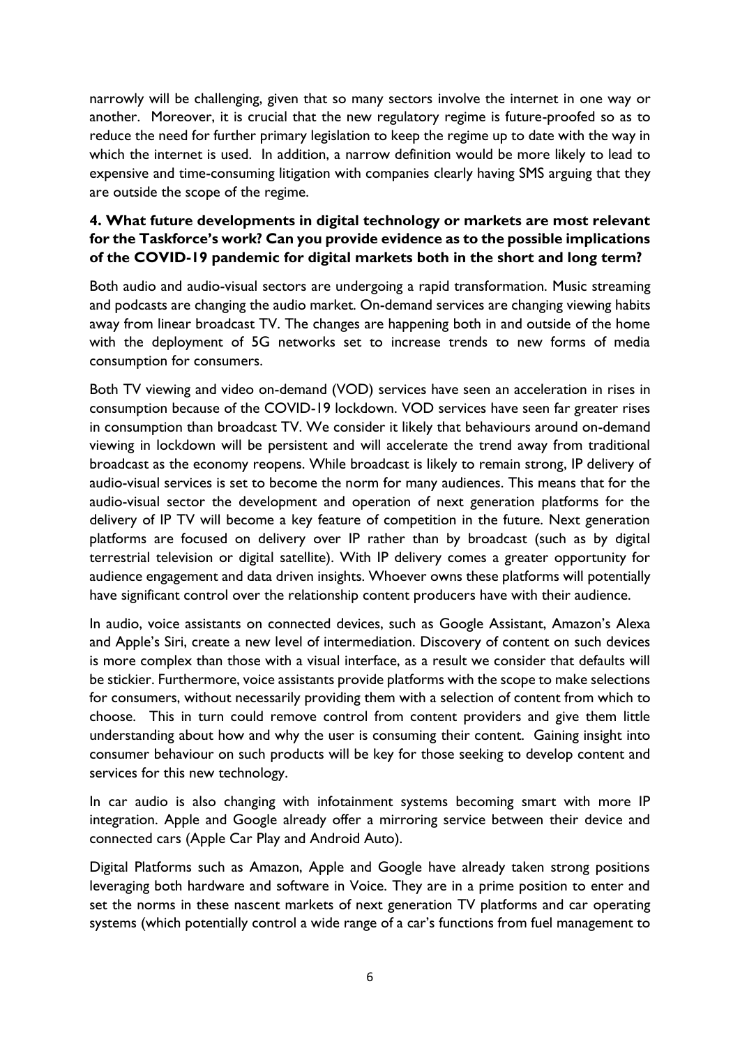narrowly will be challenging, given that so many sectors involve the internet in one way or another. Moreover, it is crucial that the new regulatory regime is future-proofed so as to reduce the need for further primary legislation to keep the regime up to date with the way in which the internet is used. In addition, a narrow definition would be more likely to lead to expensive and time-consuming litigation with companies clearly having SMS arguing that they are outside the scope of the regime.

**4. What future developments in digital technology or markets are most relevant for the Taskforce's work? Can you provide evidence as to the possible implications of the COVID-19 pandemic for digital markets both in the short and long term?**

Both audio and audio-visual sectors are undergoing a rapid transformation. Music streaming and podcasts are changing the audio market. On-demand services are changing viewing habits away from linear broadcast TV. The changes are happening both in and outside of the home with the deployment of 5G networks set to increase trends to new forms of media consumption for consumers.

Both TV viewing and video on-demand (VOD) services have seen an acceleration in rises in consumption because of the COVID-19 lockdown. VOD services have seen far greater rises in consumption than broadcast TV. We consider it likely that behaviours around on-demand viewing in lockdown will be persistent and will accelerate the trend away from traditional broadcast as the economy reopens. While broadcast is likely to remain strong, IP delivery of audio-visual services is set to become the norm for many audiences. This means that for the audio-visual sector the development and operation of next generation platforms for the delivery of IP TV will become a key feature of competition in the future. Next generation platforms are focused on delivery over IP rather than by broadcast (such as by digital terrestrial television or digital satellite). With IP delivery comes a greater opportunity for audience engagement and data driven insights. Whoever owns these platforms will potentially have significant control over the relationship content producers have with their audience.

In audio, voice assistants on connected devices, such as Google Assistant, Amazon's Alexa and Apple's Siri, create a new level of intermediation. Discovery of content on such devices is more complex than those with a visual interface, as a result we consider that defaults will be stickier. Furthermore, voice assistants provide platforms with the scope to make selections for consumers, without necessarily providing them with a selection of content from which to choose. This in turn could remove control from content providers and give them little understanding about how and why the user is consuming their content. Gaining insight into consumer behaviour on such products will be key for those seeking to develop content and services for this new technology.

In car audio is also changing with infotainment systems becoming smart with more IP integration. Apple and Google already offer a mirroring service between their device and connected cars (Apple Car Play and Android Auto).

Digital Platforms such as Amazon, Apple and Google have already taken strong positions leveraging both hardware and software in Voice. They are in a prime position to enter and set the norms in these nascent markets of next generation TV platforms and car operating systems (which potentially control a wide range of a car's functions from fuel management to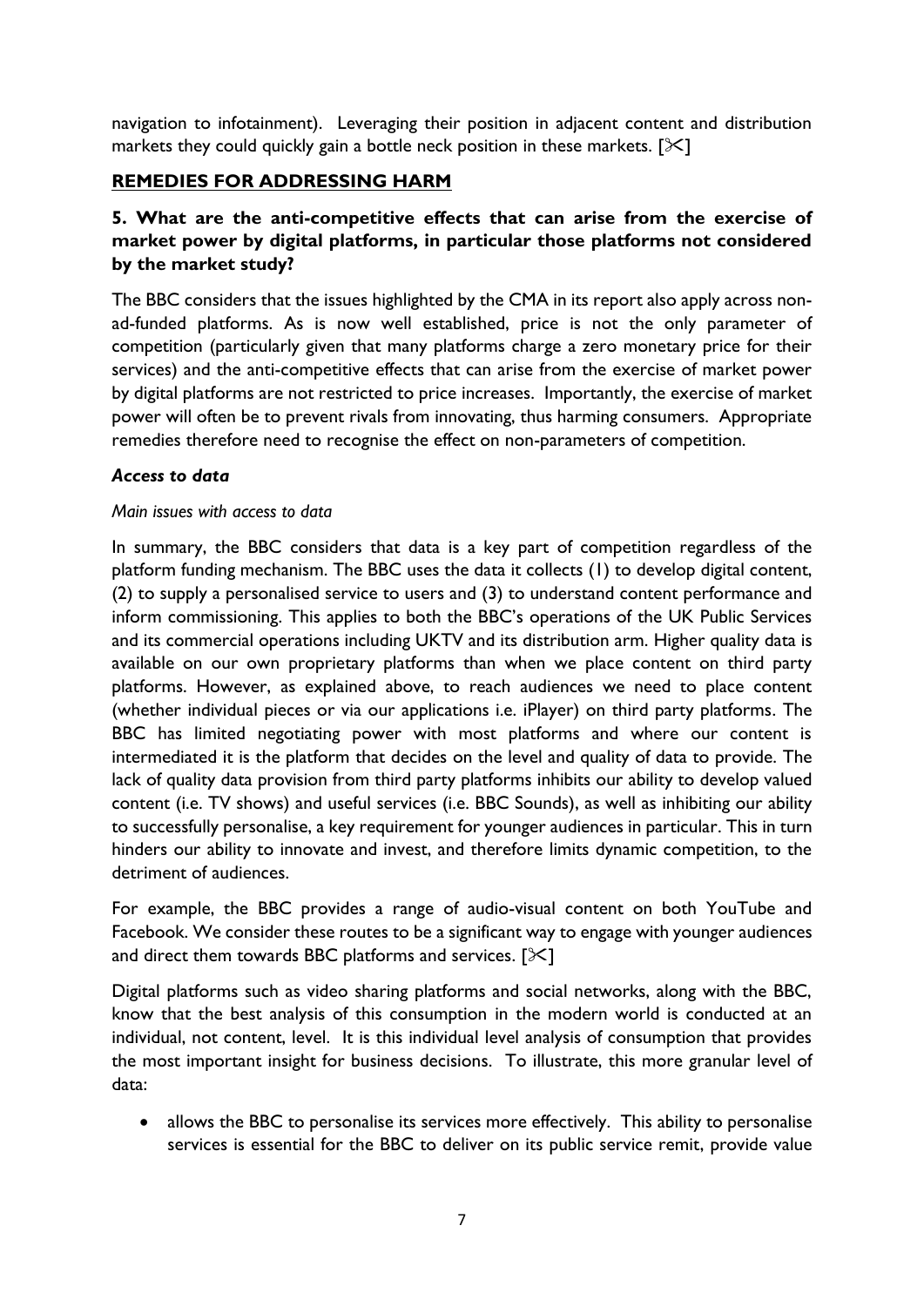navigation to infotainment). Leveraging their position in adjacent content and distribution markets they could quickly gain a bottle neck position in these markets. [✂]

## REMEDIES FOR ADDRESSING HARM

### 5. What are the anti-competitive effects that can arise from the exercise of market power by digital platforms, in particular those platforms not considered by the market study?

The BBC considers that the issues highlighted by the CMA in its report also apply across non-ad-funded platforms. As is now well established, price is not the only parameter of competition (particularly given that many platforms charge a zero monetary price for their services) and the anti-competitive effects that can arise from the exercise of market power by digital platforms are not restricted to price increases. Importantly, the exercise of market power will often be to prevent rivals from innovating, thus harming consumers. Appropriate remedies therefore need to recognise the effect on non-parameters of competition.

#### *Access to data*

*Main issues with access to data*

In summary, the BBC considers that data is a key part of competition regardless of the platform funding mechanism. The BBC uses the data it collects (1) to develop digital content, (2) to supply a personalised service to users and (3) to understand content performance and inform commissioning. This applies to both the BBC's operations of the UK Public Services and its commercial operations including UKTV and its distribution arm. Higher quality data is available on our own proprietary platforms than when we place content on third party platforms. However, as explained above, to reach audiences we need to place content (whether individual pieces or via our applications i.e. iPlayer) on third party platforms. The BBC has limited negotiating power with most platforms and where our content is intermediated it is the platform that decides on the level and quality of data to provide. The lack of quality data provision from third party platforms inhibits our ability to develop valued content (i.e. TV shows) and useful services (i.e. BBC Sounds), as well as inhibiting our ability to successfully personalise, a key requirement for younger audiences in particular. This in turn hinders our ability to innovate and invest, and therefore limits dynamic competition, to the detriment of audiences.

For example, the BBC provides a range of audio-visual content on both YouTube and Facebook. We consider these routes to be a significant way to engage with younger audiences and direct them towards BBC platforms and services. [✂]

Digital platforms such as video sharing platforms and social networks, along with the BBC, know that the best analysis of this consumption in the modern world is conducted at an individual, not content, level. It is this individual level analysis of consumption that provides the most important insight for business decisions. To illustrate, this more granular level of data:

- allows the BBC to personalise its services more effectively. This ability to personalise services is essential for the BBC to deliver on its public service remit, provide value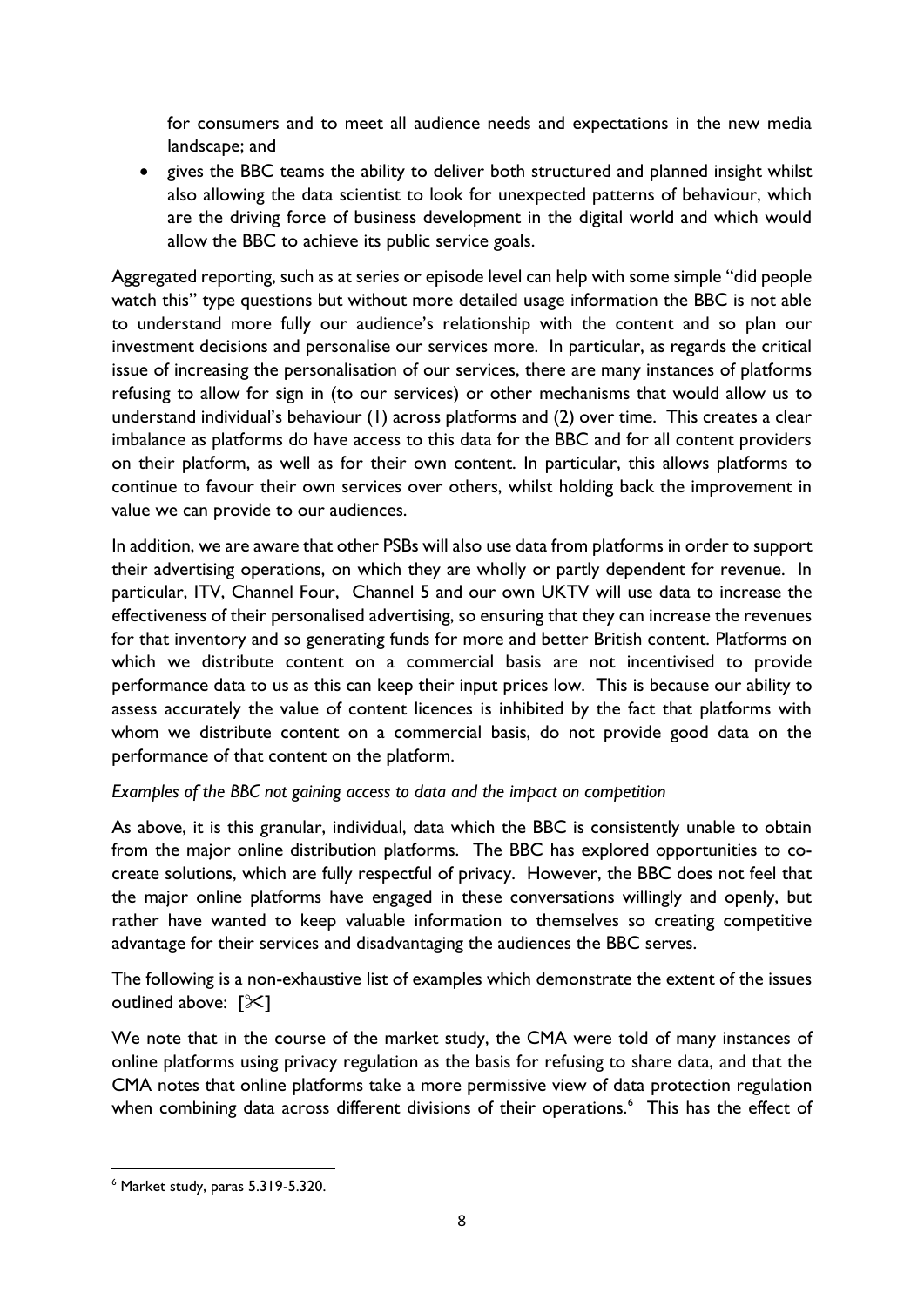for consumers and to meet all audience needs and expectations in the new media landscape; and

- gives the BBC teams the ability to deliver both structured and planned insight whilst also allowing the data scientist to look for unexpected patterns of behaviour, which are the driving force of business development in the digital world and which would allow the BBC to achieve its public service goals.

Aggregated reporting, such as at series or episode level can help with some simple "did people watch this" type questions but without more detailed usage information the BBC is not able to understand more fully our audience's relationship with the content and so plan our investment decisions and personalise our services more. In particular, as regards the critical issue of increasing the personalisation of our services, there are many instances of platforms refusing to allow for sign in (to our services) or other mechanisms that would allow us to understand individual's behaviour (1) across platforms and (2) over time. This creates a clear imbalance as platforms do have access to this data for the BBC and for all content providers on their platform, as well as for their own content. In particular, this allows platforms to continue to favour their own services over others, whilst holding back the improvement in value we can provide to our audiences.

In addition, we are aware that other PSBs will also use data from platforms in order to support their advertising operations, on which they are wholly or partly dependent for revenue. In particular, ITV, Channel Four, Channel 5 and our own UKTV will use data to increase the effectiveness of their personalised advertising, so ensuring that they can increase the revenues for that inventory and so generating funds for more and better British content. Platforms on which we distribute content on a commercial basis are not incentivised to provide performance data to us as this can keep their input prices low. This is because our ability to assess accurately the value of content licences is inhibited by the fact that platforms with whom we distribute content on a commercial basis, do not provide good data on the performance of that content on the platform.

*Examples of the BBC not gaining access to data and the impact on competition*

As above, it is this granular, individual, data which the BBC is consistently unable to obtain from the major online distribution platforms. The BBC has explored opportunities to co-create solutions, which are fully respectful of privacy. However, the BBC does not feel that the major online platforms have engaged in these conversations willingly and openly, but rather have wanted to keep valuable information to themselves so creating competitive advantage for their services and disadvantaging the audiences the BBC serves.

The following is a non-exhaustive list of examples which demonstrate the extent of the issues outlined above: [✂]

We note that in the course of the market study, the CMA were told of many instances of online platforms using privacy regulation as the basis for refusing to share data, and that the CMA notes that online platforms take a more permissive view of data protection regulation when combining data across different divisions of their operations.[6] This has the effect of

[6] Market study, paras 5.319-5.320.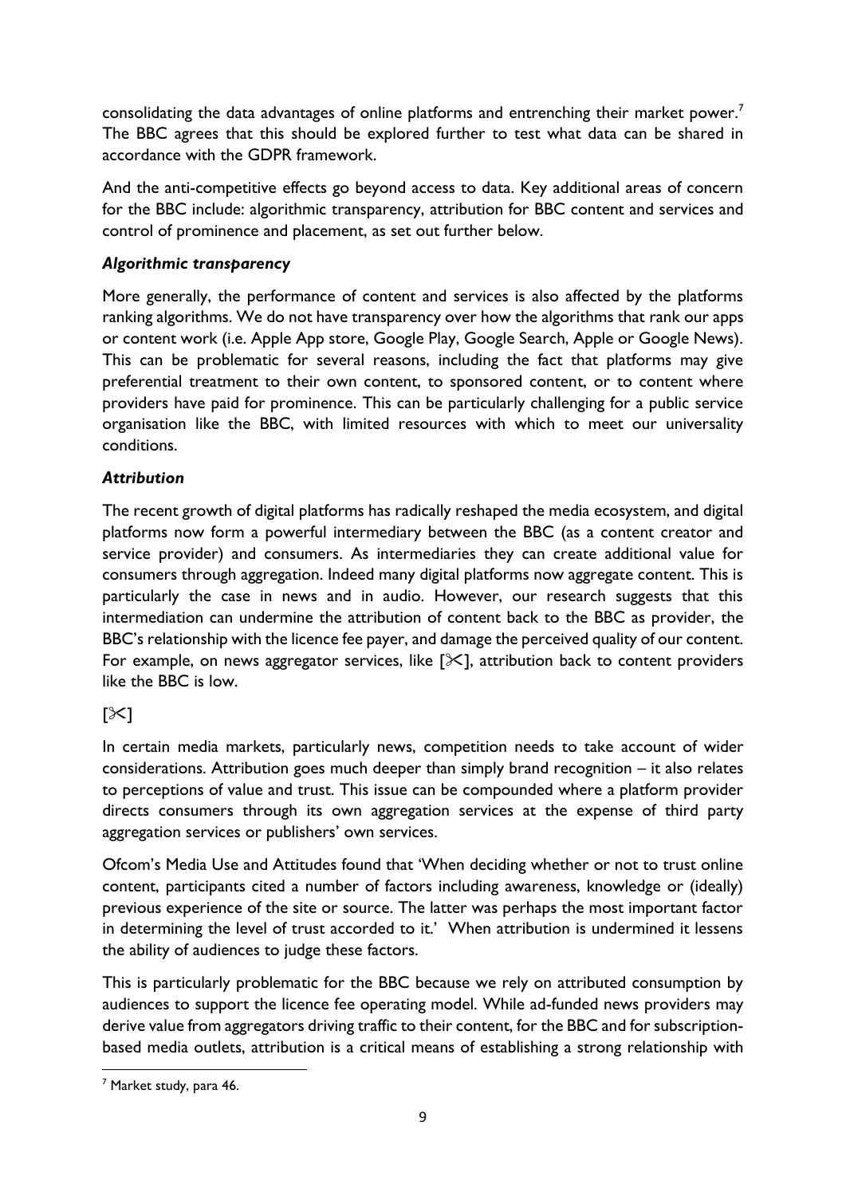consolidating the data advantages of online platforms and entrenching their market power.[7] The BBC agrees that this should be explored further to test what data can be shared in accordance with the GDPR framework.

And the anti-competitive effects go beyond access to data. Key additional areas of concern for the BBC include: algorithmic transparency, attribution for BBC content and services and control of prominence and placement, as set out further below.

***Algorithmic transparency***

More generally, the performance of content and services is also affected by the platforms ranking algorithms. We do not have transparency over how the algorithms that rank our apps or content work (i.e. Apple App store, Google Play, Google Search, Apple or Google News). This can be problematic for several reasons, including the fact that platforms may give preferential treatment to their own content, to sponsored content, or to content where providers have paid for prominence. This can be particularly challenging for a public service organisation like the BBC, with limited resources with which to meet our universality conditions.

***Attribution***

The recent growth of digital platforms has radically reshaped the media ecosystem, and digital platforms now form a powerful intermediary between the BBC (as a content creator and service provider) and consumers. As intermediaries they can create additional value for consumers through aggregation. Indeed many digital platforms now aggregate content. This is particularly the case in news and in audio. However, our research suggests that this intermediation can undermine the attribution of content back to the BBC as provider, the BBC's relationship with the licence fee payer, and damage the perceived quality of our content. For example, on news aggregator services, like [✂], attribution back to content providers like the BBC is low.

[✂]

In certain media markets, particularly news, competition needs to take account of wider considerations. Attribution goes much deeper than simply brand recognition – it also relates to perceptions of value and trust. This issue can be compounded where a platform provider directs consumers through its own aggregation services at the expense of third party aggregation services or publishers' own services.

Ofcom's Media Use and Attitudes found that 'When deciding whether or not to trust online content, participants cited a number of factors including awareness, knowledge or (ideally) previous experience of the site or source. The latter was perhaps the most important factor in determining the level of trust accorded to it.' When attribution is undermined it lessens the ability of audiences to judge these factors.

This is particularly problematic for the BBC because we rely on attributed consumption by audiences to support the licence fee operating model. While ad-funded news providers may derive value from aggregators driving traffic to their content, for the BBC and for subscription-based media outlets, attribution is a critical means of establishing a strong relationship with

[7] Market study, para 46.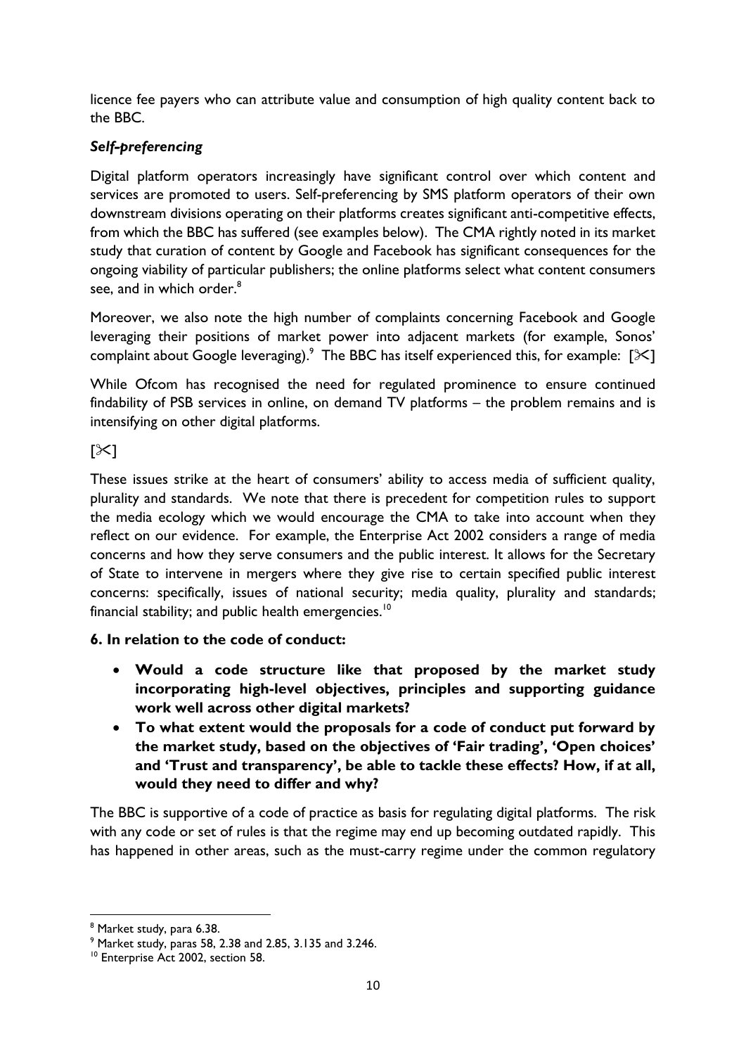licence fee payers who can attribute value and consumption of high quality content back to the BBC.

***Self-preferencing***

Digital platform operators increasingly have significant control over which content and services are promoted to users. Self-preferencing by SMS platform operators of their own downstream divisions operating on their platforms creates significant anti-competitive effects, from which the BBC has suffered (see examples below). The CMA rightly noted in its market study that curation of content by Google and Facebook has significant consequences for the ongoing viability of particular publishers; the online platforms select what content consumers see, and in which order.[8]

Moreover, we also note the high number of complaints concerning Facebook and Google leveraging their positions of market power into adjacent markets (for example, Sonos' complaint about Google leveraging).[9] The BBC has itself experienced this, for example: [✂]

While Ofcom has recognised the need for regulated prominence to ensure continued findability of PSB services in online, on demand TV platforms – the problem remains and is intensifying on other digital platforms.

[✂]

These issues strike at the heart of consumers' ability to access media of sufficient quality, plurality and standards. We note that there is precedent for competition rules to support the media ecology which we would encourage the CMA to take into account when they reflect on our evidence. For example, the Enterprise Act 2002 considers a range of media concerns and how they serve consumers and the public interest. It allows for the Secretary of State to intervene in mergers where they give rise to certain specified public interest concerns: specifically, issues of national security; media quality, plurality and standards; financial stability; and public health emergencies.[10]

**6. In relation to the code of conduct:**

- **Would a code structure like that proposed by the market study incorporating high-level objectives, principles and supporting guidance work well across other digital markets?**
- **To what extent would the proposals for a code of conduct put forward by the market study, based on the objectives of 'Fair trading', 'Open choices' and 'Trust and transparency', be able to tackle these effects? How, if at all, would they need to differ and why?**

The BBC is supportive of a code of practice as basis for regulating digital platforms. The risk with any code or set of rules is that the regime may end up becoming outdated rapidly. This has happened in other areas, such as the must-carry regime under the common regulatory

---

[8] Market study, para 6.38.

[9] Market study, paras 58, 2.38 and 2.85, 3.135 and 3.246.

[10] Enterprise Act 2002, section 58.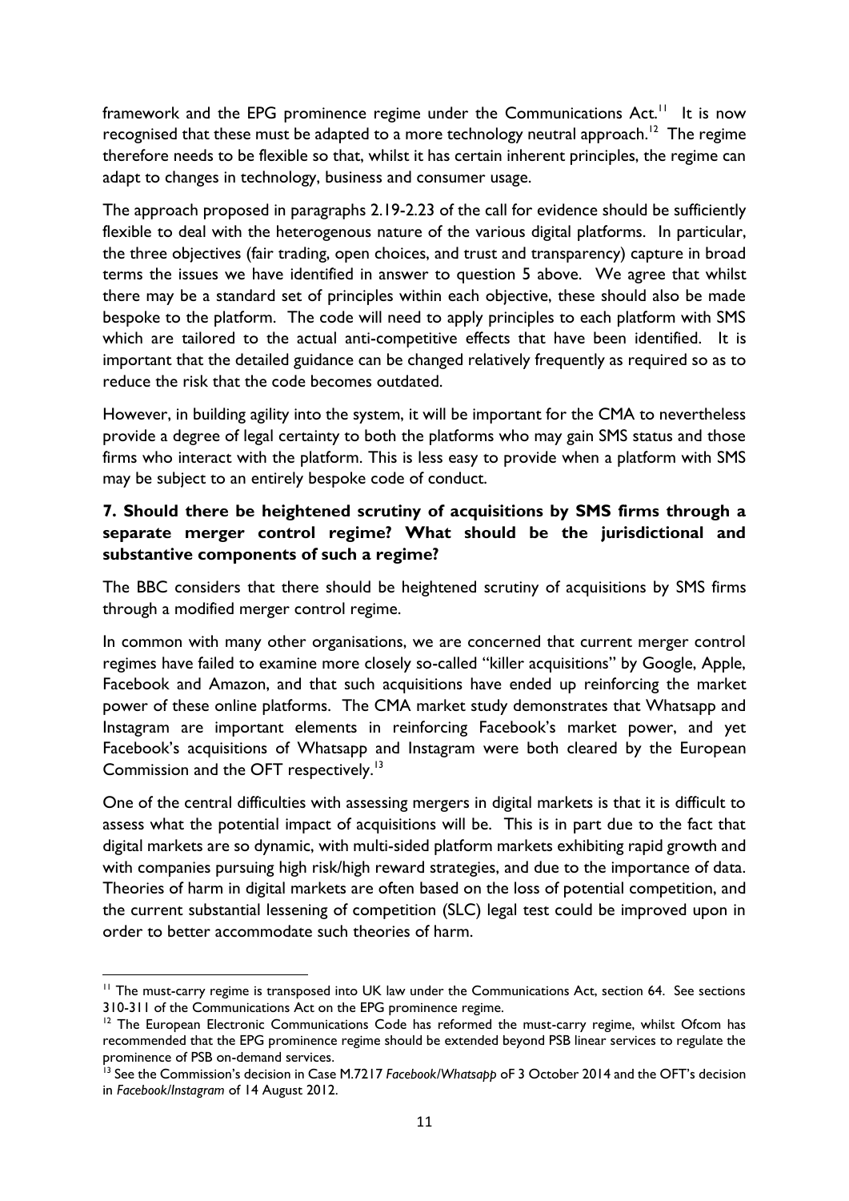framework and the EPG prominence regime under the Communications Act.[11] It is now recognised that these must be adapted to a more technology neutral approach.[12] The regime therefore needs to be flexible so that, whilst it has certain inherent principles, the regime can adapt to changes in technology, business and consumer usage.

The approach proposed in paragraphs 2.19-2.23 of the call for evidence should be sufficiently flexible to deal with the heterogenous nature of the various digital platforms. In particular, the three objectives (fair trading, open choices, and trust and transparency) capture in broad terms the issues we have identified in answer to question 5 above. We agree that whilst there may be a standard set of principles within each objective, these should also be made bespoke to the platform. The code will need to apply principles to each platform with SMS which are tailored to the actual anti-competitive effects that have been identified. It is important that the detailed guidance can be changed relatively frequently as required so as to reduce the risk that the code becomes outdated.

However, in building agility into the system, it will be important for the CMA to nevertheless provide a degree of legal certainty to both the platforms who may gain SMS status and those firms who interact with the platform. This is less easy to provide when a platform with SMS may be subject to an entirely bespoke code of conduct.

### 7. Should there be heightened scrutiny of acquisitions by SMS firms through a separate merger control regime? What should be the jurisdictional and substantive components of such a regime?

The BBC considers that there should be heightened scrutiny of acquisitions by SMS firms through a modified merger control regime.

In common with many other organisations, we are concerned that current merger control regimes have failed to examine more closely so-called "killer acquisitions" by Google, Apple, Facebook and Amazon, and that such acquisitions have ended up reinforcing the market power of these online platforms. The CMA market study demonstrates that Whatsapp and Instagram are important elements in reinforcing Facebook's market power, and yet Facebook's acquisitions of Whatsapp and Instagram were both cleared by the European Commission and the OFT respectively.[13]

One of the central difficulties with assessing mergers in digital markets is that it is difficult to assess what the potential impact of acquisitions will be. This is in part due to the fact that digital markets are so dynamic, with multi-sided platform markets exhibiting rapid growth and with companies pursuing high risk/high reward strategies, and due to the importance of data. Theories of harm in digital markets are often based on the loss of potential competition, and the current substantial lessening of competition (SLC) legal test could be improved upon in order to better accommodate such theories of harm.

---

[11] The must-carry regime is transposed into UK law under the Communications Act, section 64. See sections 310-311 of the Communications Act on the EPG prominence regime.

[12] The European Electronic Communications Code has reformed the must-carry regime, whilst Ofcom has recommended that the EPG prominence regime should be extended beyond PSB linear services to regulate the prominence of PSB on-demand services.

[13] See the Commission's decision in Case M.7217 *Facebook/Whatsapp* oF 3 October 2014 and the OFT's decision in *Facebook/Instagram* of 14 August 2012.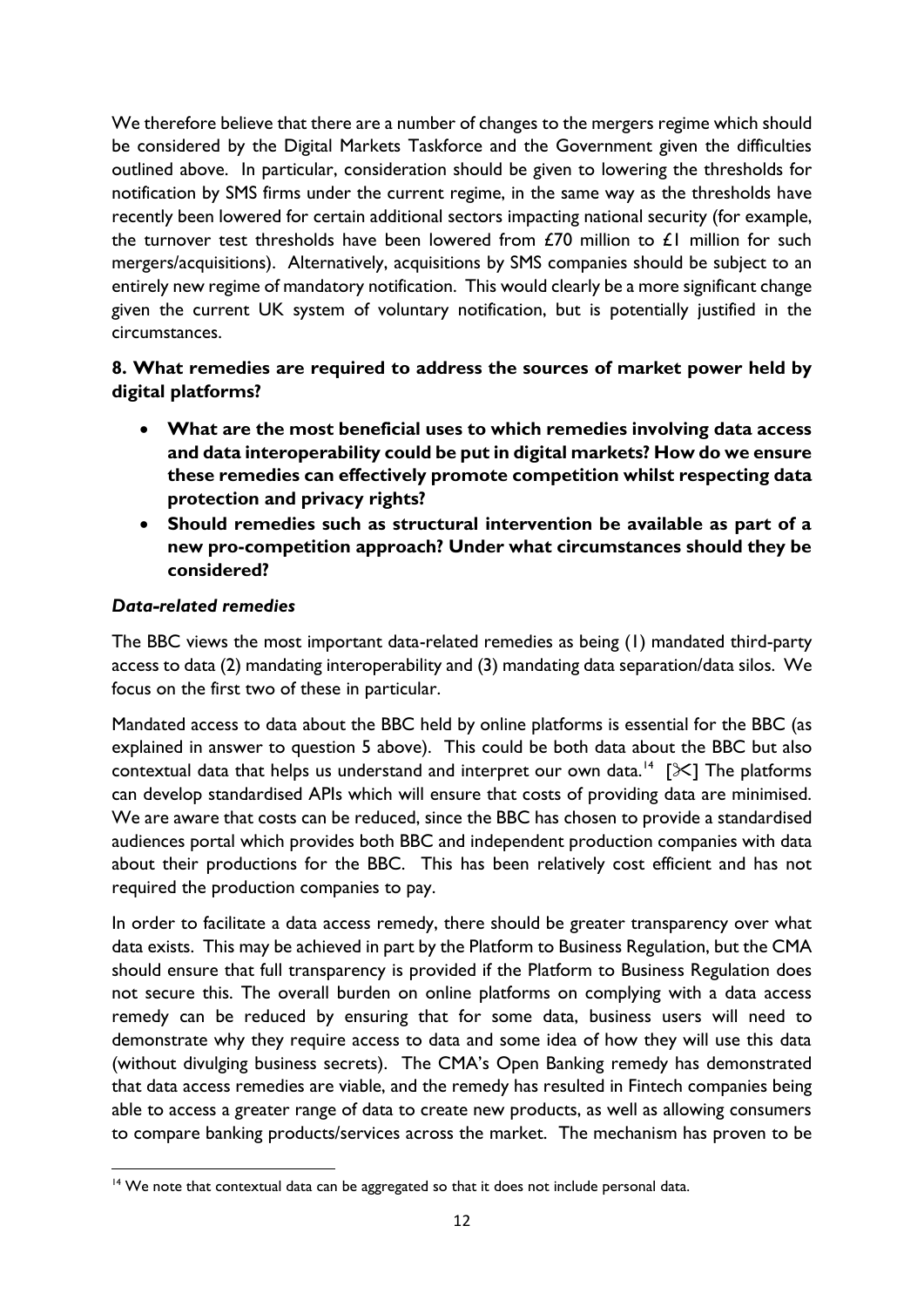We therefore believe that there are a number of changes to the mergers regime which should be considered by the Digital Markets Taskforce and the Government given the difficulties outlined above. In particular, consideration should be given to lowering the thresholds for notification by SMS firms under the current regime, in the same way as the thresholds have recently been lowered for certain additional sectors impacting national security (for example, the turnover test thresholds have been lowered from £70 million to £1 million for such mergers/acquisitions). Alternatively, acquisitions by SMS companies should be subject to an entirely new regime of mandatory notification. This would clearly be a more significant change given the current UK system of voluntary notification, but is potentially justified in the circumstances.

**8. What remedies are required to address the sources of market power held by digital platforms?**

- **What are the most beneficial uses to which remedies involving data access and data interoperability could be put in digital markets? How do we ensure these remedies can effectively promote competition whilst respecting data protection and privacy rights?**
- **Should remedies such as structural intervention be available as part of a new pro-competition approach? Under what circumstances should they be considered?**

***Data-related remedies***

The BBC views the most important data-related remedies as being (1) mandated third-party access to data (2) mandating interoperability and (3) mandating data separation/data silos. We focus on the first two of these in particular.

Mandated access to data about the BBC held by online platforms is essential for the BBC (as explained in answer to question 5 above). This could be both data about the BBC but also contextual data that helps us understand and interpret our own data.[14] [✂] The platforms can develop standardised APIs which will ensure that costs of providing data are minimised. We are aware that costs can be reduced, since the BBC has chosen to provide a standardised audiences portal which provides both BBC and independent production companies with data about their productions for the BBC. This has been relatively cost efficient and has not required the production companies to pay.

In order to facilitate a data access remedy, there should be greater transparency over what data exists. This may be achieved in part by the Platform to Business Regulation, but the CMA should ensure that full transparency is provided if the Platform to Business Regulation does not secure this. The overall burden on online platforms on complying with a data access remedy can be reduced by ensuring that for some data, business users will need to demonstrate why they require access to data and some idea of how they will use this data (without divulging business secrets). The CMA's Open Banking remedy has demonstrated that data access remedies are viable, and the remedy has resulted in Fintech companies being able to access a greater range of data to create new products, as well as allowing consumers to compare banking products/services across the market. The mechanism has proven to be

[14] We note that contextual data can be aggregated so that it does not include personal data.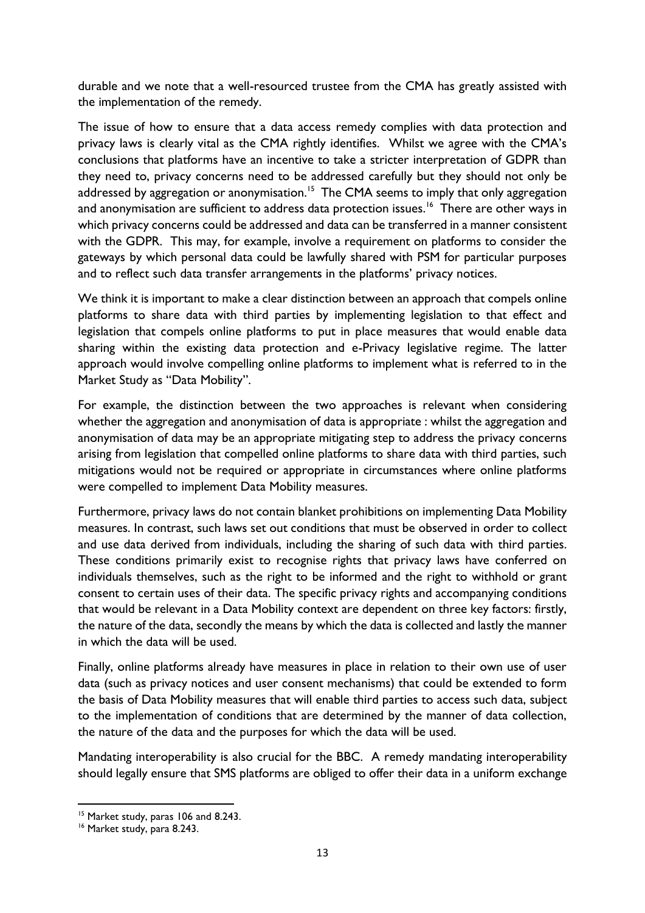durable and we note that a well-resourced trustee from the CMA has greatly assisted with the implementation of the remedy.

The issue of how to ensure that a data access remedy complies with data protection and privacy laws is clearly vital as the CMA rightly identifies. Whilst we agree with the CMA's conclusions that platforms have an incentive to take a stricter interpretation of GDPR than they need to, privacy concerns need to be addressed carefully but they should not only be addressed by aggregation or anonymisation.[15] The CMA seems to imply that only aggregation and anonymisation are sufficient to address data protection issues.[16] There are other ways in which privacy concerns could be addressed and data can be transferred in a manner consistent with the GDPR. This may, for example, involve a requirement on platforms to consider the gateways by which personal data could be lawfully shared with PSM for particular purposes and to reflect such data transfer arrangements in the platforms' privacy notices.

We think it is important to make a clear distinction between an approach that compels online platforms to share data with third parties by implementing legislation to that effect and legislation that compels online platforms to put in place measures that would enable data sharing within the existing data protection and e-Privacy legislative regime. The latter approach would involve compelling online platforms to implement what is referred to in the Market Study as "Data Mobility".

For example, the distinction between the two approaches is relevant when considering whether the aggregation and anonymisation of data is appropriate : whilst the aggregation and anonymisation of data may be an appropriate mitigating step to address the privacy concerns arising from legislation that compelled online platforms to share data with third parties, such mitigations would not be required or appropriate in circumstances where online platforms were compelled to implement Data Mobility measures.

Furthermore, privacy laws do not contain blanket prohibitions on implementing Data Mobility measures. In contrast, such laws set out conditions that must be observed in order to collect and use data derived from individuals, including the sharing of such data with third parties. These conditions primarily exist to recognise rights that privacy laws have conferred on individuals themselves, such as the right to be informed and the right to withhold or grant consent to certain uses of their data. The specific privacy rights and accompanying conditions that would be relevant in a Data Mobility context are dependent on three key factors: firstly, the nature of the data, secondly the means by which the data is collected and lastly the manner in which the data will be used.

Finally, online platforms already have measures in place in relation to their own use of user data (such as privacy notices and user consent mechanisms) that could be extended to form the basis of Data Mobility measures that will enable third parties to access such data, subject to the implementation of conditions that are determined by the manner of data collection, the nature of the data and the purposes for which the data will be used.

Mandating interoperability is also crucial for the BBC. A remedy mandating interoperability should legally ensure that SMS platforms are obliged to offer their data in a uniform exchange

[15] Market study, paras 106 and 8.243.

[16] Market study, para 8.243.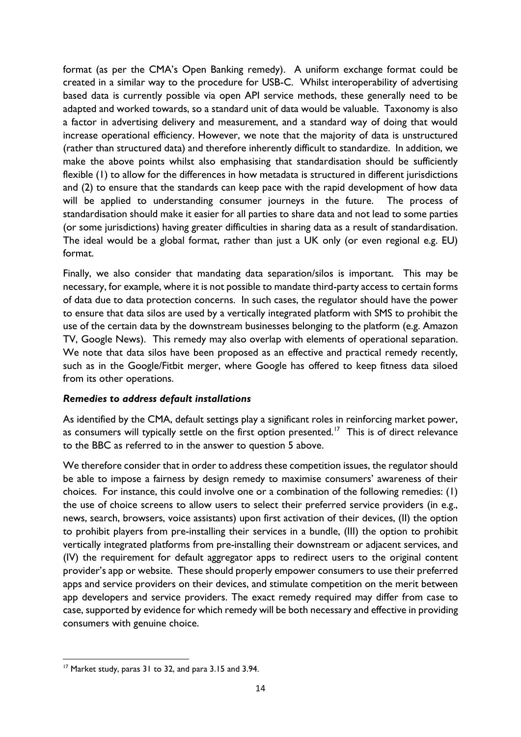format (as per the CMA's Open Banking remedy). A uniform exchange format could be created in a similar way to the procedure for USB-C. Whilst interoperability of advertising based data is currently possible via open API service methods, these generally need to be adapted and worked towards, so a standard unit of data would be valuable. Taxonomy is also a factor in advertising delivery and measurement, and a standard way of doing that would increase operational efficiency. However, we note that the majority of data is unstructured (rather than structured data) and therefore inherently difficult to standardize. In addition, we make the above points whilst also emphasising that standardisation should be sufficiently flexible (1) to allow for the differences in how metadata is structured in different jurisdictions and (2) to ensure that the standards can keep pace with the rapid development of how data will be applied to understanding consumer journeys in the future. The process of standardisation should make it easier for all parties to share data and not lead to some parties (or some jurisdictions) having greater difficulties in sharing data as a result of standardisation. The ideal would be a global format, rather than just a UK only (or even regional e.g. EU) format.

Finally, we also consider that mandating data separation/silos is important. This may be necessary, for example, where it is not possible to mandate third-party access to certain forms of data due to data protection concerns. In such cases, the regulator should have the power to ensure that data silos are used by a vertically integrated platform with SMS to prohibit the use of the certain data by the downstream businesses belonging to the platform (e.g. Amazon TV, Google News). This remedy may also overlap with elements of operational separation. We note that data silos have been proposed as an effective and practical remedy recently, such as in the Google/Fitbit merger, where Google has offered to keep fitness data siloed from its other operations.

***Remedies to address default installations***

As identified by the CMA, default settings play a significant roles in reinforcing market power, as consumers will typically settle on the first option presented.[17] This is of direct relevance to the BBC as referred to in the answer to question 5 above.

We therefore consider that in order to address these competition issues, the regulator should be able to impose a fairness by design remedy to maximise consumers' awareness of their choices. For instance, this could involve one or a combination of the following remedies: (1) the use of choice screens to allow users to select their preferred service providers (in e.g., news, search, browsers, voice assistants) upon first activation of their devices, (II) the option to prohibit players from pre-installing their services in a bundle, (III) the option to prohibit vertically integrated platforms from pre-installing their downstream or adjacent services, and (IV) the requirement for default aggregator apps to redirect users to the original content provider's app or website. These should properly empower consumers to use their preferred apps and service providers on their devices, and stimulate competition on the merit between app developers and service providers. The exact remedy required may differ from case to case, supported by evidence for which remedy will be both necessary and effective in providing consumers with genuine choice.

---

[17] Market study, paras 31 to 32, and para 3.15 and 3.94.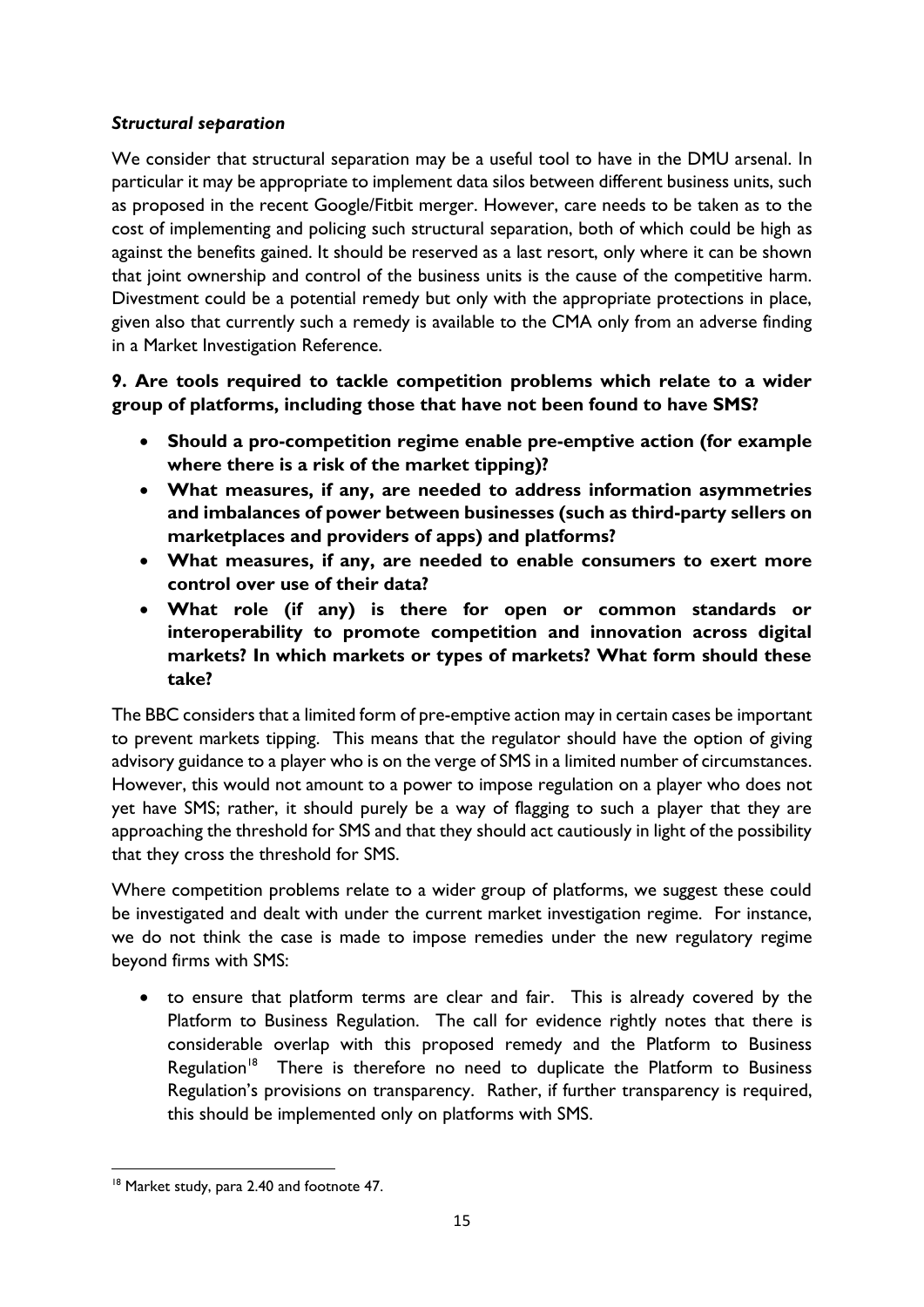***Structural separation***

We consider that structural separation may be a useful tool to have in the DMU arsenal. In particular it may be appropriate to implement data silos between different business units, such as proposed in the recent Google/Fitbit merger. However, care needs to be taken as to the cost of implementing and policing such structural separation, both of which could be high as against the benefits gained. It should be reserved as a last resort, only where it can be shown that joint ownership and control of the business units is the cause of the competitive harm. Divestment could be a potential remedy but only with the appropriate protections in place, given also that currently such a remedy is available to the CMA only from an adverse finding in a Market Investigation Reference.

**9. Are tools required to tackle competition problems which relate to a wider group of platforms, including those that have not been found to have SMS?**

- **Should a pro-competition regime enable pre-emptive action (for example where there is a risk of the market tipping)?**
- **What measures, if any, are needed to address information asymmetries and imbalances of power between businesses (such as third-party sellers on marketplaces and providers of apps) and platforms?**
- **What measures, if any, are needed to enable consumers to exert more control over use of their data?**
- **What role (if any) is there for open or common standards or interoperability to promote competition and innovation across digital markets? In which markets or types of markets? What form should these take?**

The BBC considers that a limited form of pre-emptive action may in certain cases be important to prevent markets tipping. This means that the regulator should have the option of giving advisory guidance to a player who is on the verge of SMS in a limited number of circumstances. However, this would not amount to a power to impose regulation on a player who does not yet have SMS; rather, it should purely be a way of flagging to such a player that they are approaching the threshold for SMS and that they should act cautiously in light of the possibility that they cross the threshold for SMS.

Where competition problems relate to a wider group of platforms, we suggest these could be investigated and dealt with under the current market investigation regime. For instance, we do not think the case is made to impose remedies under the new regulatory regime beyond firms with SMS:

- to ensure that platform terms are clear and fair. This is already covered by the Platform to Business Regulation. The call for evidence rightly notes that there is considerable overlap with this proposed remedy and the Platform to Business Regulation[18] There is therefore no need to duplicate the Platform to Business Regulation's provisions on transparency. Rather, if further transparency is required, this should be implemented only on platforms with SMS.

[18] Market study, para 2.40 and footnote 47.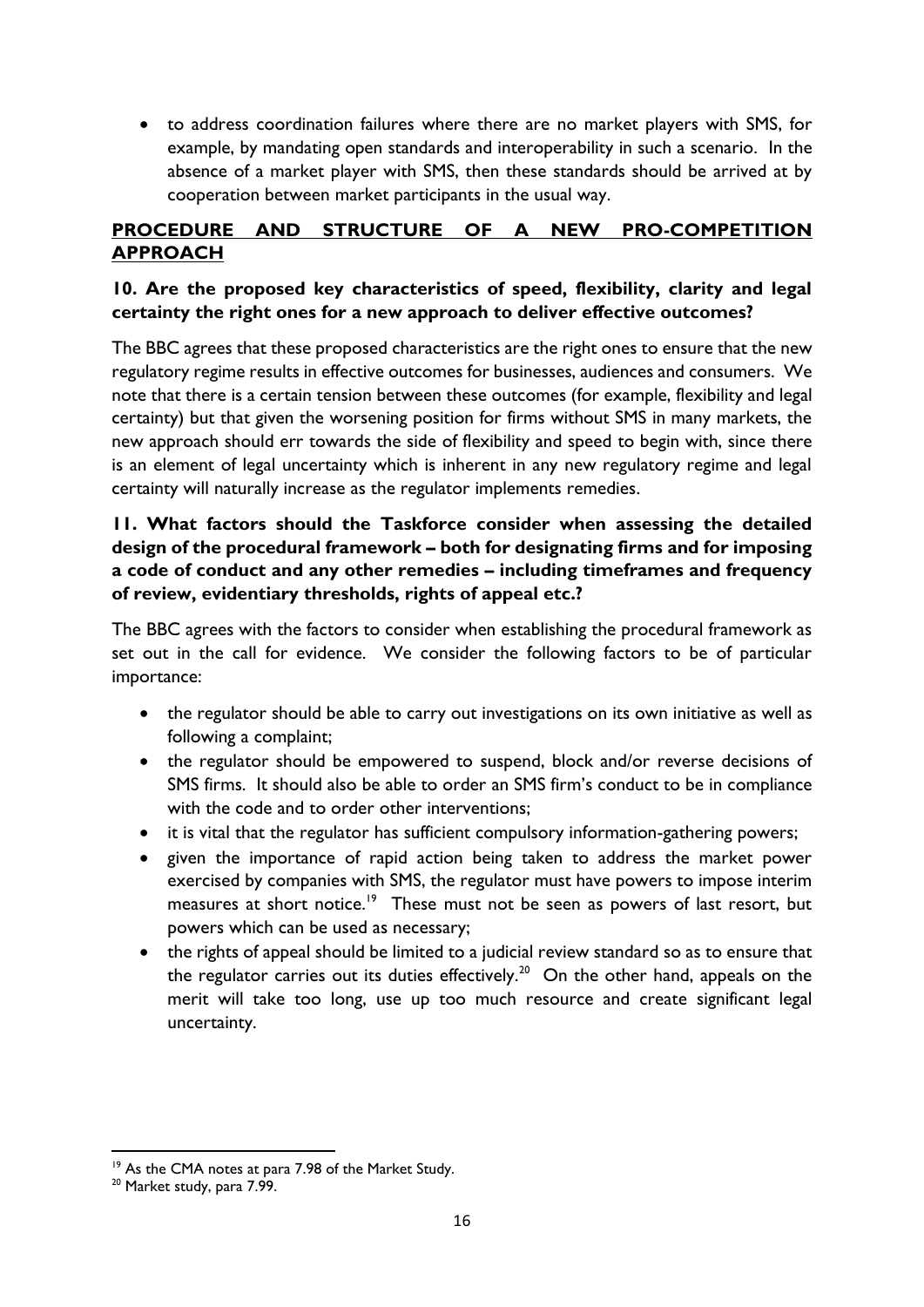- to address coordination failures where there are no market players with SMS, for example, by mandating open standards and interoperability in such a scenario. In the absence of a market player with SMS, then these standards should be arrived at by cooperation between market participants in the usual way.

## PROCEDURE AND STRUCTURE OF A NEW PRO-COMPETITION APPROACH

### 10. Are the proposed key characteristics of speed, flexibility, clarity and legal certainty the right ones for a new approach to deliver effective outcomes?

The BBC agrees that these proposed characteristics are the right ones to ensure that the new regulatory regime results in effective outcomes for businesses, audiences and consumers. We note that there is a certain tension between these outcomes (for example, flexibility and legal certainty) but that given the worsening position for firms without SMS in many markets, the new approach should err towards the side of flexibility and speed to begin with, since there is an element of legal uncertainty which is inherent in any new regulatory regime and legal certainty will naturally increase as the regulator implements remedies.

### 11. What factors should the Taskforce consider when assessing the detailed design of the procedural framework – both for designating firms and for imposing a code of conduct and any other remedies – including timeframes and frequency of review, evidentiary thresholds, rights of appeal etc.?

The BBC agrees with the factors to consider when establishing the procedural framework as set out in the call for evidence. We consider the following factors to be of particular importance:

- the regulator should be able to carry out investigations on its own initiative as well as following a complaint;
- the regulator should be empowered to suspend, block and/or reverse decisions of SMS firms. It should also be able to order an SMS firm's conduct to be in compliance with the code and to order other interventions;
- it is vital that the regulator has sufficient compulsory information-gathering powers;
- given the importance of rapid action being taken to address the market power exercised by companies with SMS, the regulator must have powers to impose interim measures at short notice.[19] These must not be seen as powers of last resort, but powers which can be used as necessary;
- the rights of appeal should be limited to a judicial review standard so as to ensure that the regulator carries out its duties effectively.[20] On the other hand, appeals on the merit will take too long, use up too much resource and create significant legal uncertainty.

---

[19] As the CMA notes at para 7.98 of the Market Study.

[20] Market study, para 7.99.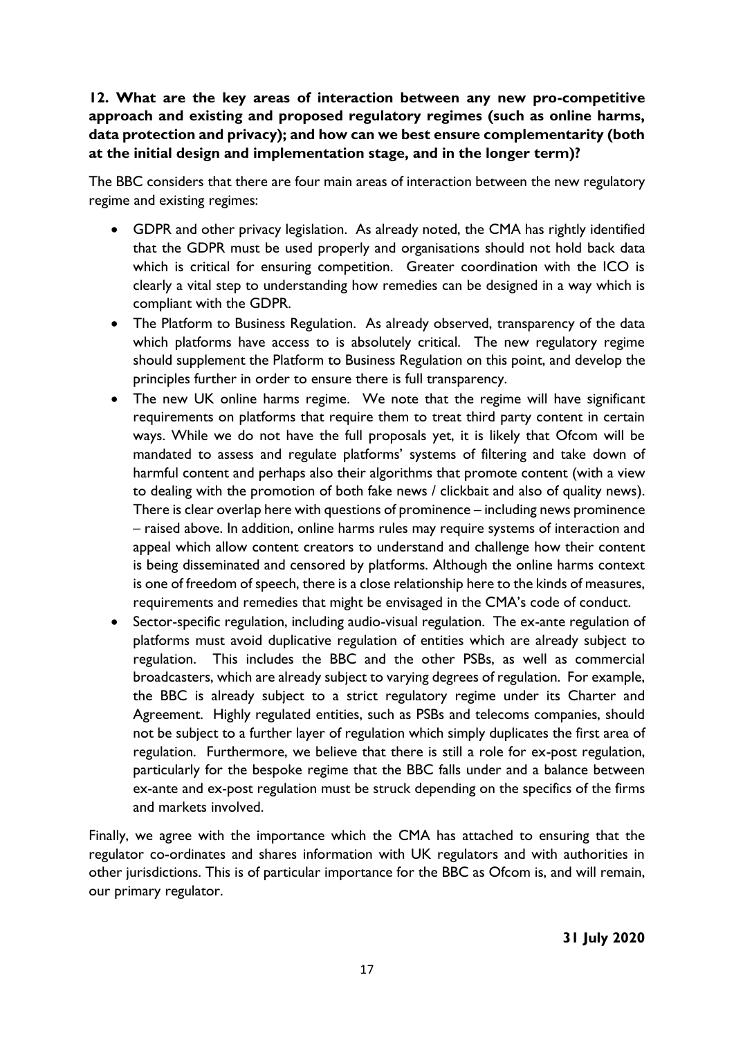**12. What are the key areas of interaction between any new pro-competitive approach and existing and proposed regulatory regimes (such as online harms, data protection and privacy); and how can we best ensure complementarity (both at the initial design and implementation stage, and in the longer term)?**

The BBC considers that there are four main areas of interaction between the new regulatory regime and existing regimes:

- GDPR and other privacy legislation. As already noted, the CMA has rightly identified that the GDPR must be used properly and organisations should not hold back data which is critical for ensuring competition. Greater coordination with the ICO is clearly a vital step to understanding how remedies can be designed in a way which is compliant with the GDPR.
- The Platform to Business Regulation. As already observed, transparency of the data which platforms have access to is absolutely critical. The new regulatory regime should supplement the Platform to Business Regulation on this point, and develop the principles further in order to ensure there is full transparency.
- The new UK online harms regime. We note that the regime will have significant requirements on platforms that require them to treat third party content in certain ways. While we do not have the full proposals yet, it is likely that Ofcom will be mandated to assess and regulate platforms' systems of filtering and take down of harmful content and perhaps also their algorithms that promote content (with a view to dealing with the promotion of both fake news / clickbait and also of quality news). There is clear overlap here with questions of prominence – including news prominence – raised above. In addition, online harms rules may require systems of interaction and appeal which allow content creators to understand and challenge how their content is being disseminated and censored by platforms. Although the online harms context is one of freedom of speech, there is a close relationship here to the kinds of measures, requirements and remedies that might be envisaged in the CMA's code of conduct.
- Sector-specific regulation, including audio-visual regulation. The ex-ante regulation of platforms must avoid duplicative regulation of entities which are already subject to regulation. This includes the BBC and the other PSBs, as well as commercial broadcasters, which are already subject to varying degrees of regulation. For example, the BBC is already subject to a strict regulatory regime under its Charter and Agreement. Highly regulated entities, such as PSBs and telecoms companies, should not be subject to a further layer of regulation which simply duplicates the first area of regulation. Furthermore, we believe that there is still a role for ex-post regulation, particularly for the bespoke regime that the BBC falls under and a balance between ex-ante and ex-post regulation must be struck depending on the specifics of the firms and markets involved.

Finally, we agree with the importance which the CMA has attached to ensuring that the regulator co-ordinates and shares information with UK regulators and with authorities in other jurisdictions. This is of particular importance for the BBC as Ofcom is, and will remain, our primary regulator.

**31 July 2020**